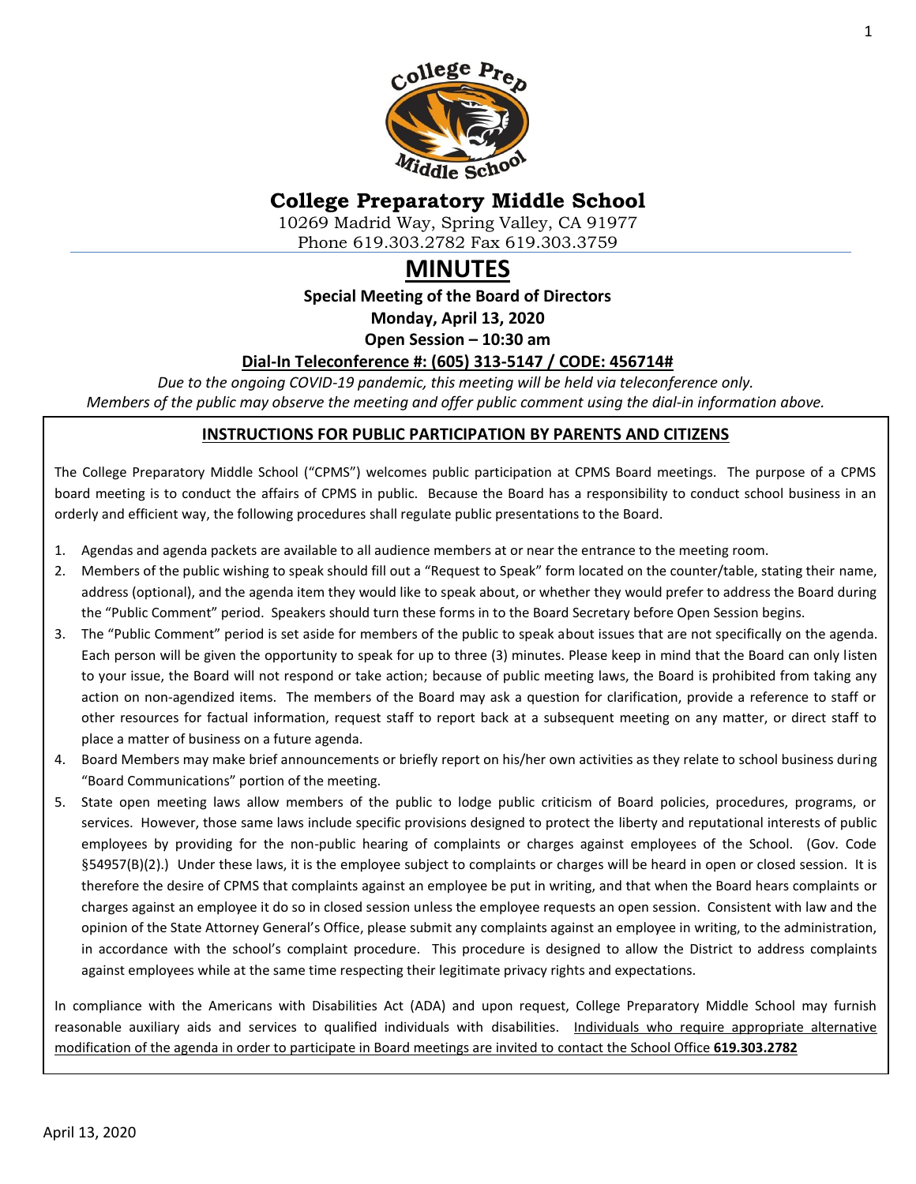# College Preparatory Middle School

10269 Madrid Way, Spring Valley, CA 91977
Phone 619.303.2782 Fax 619.303.3759

# MINUTES

**Special Meeting of the Board of Directors**

**Monday, April 13, 2020**

**Open Session – 10:30 am**

**Dial-In Teleconference #: (605) 313-5147 / CODE: 456714#**

*Due to the ongoing COVID-19 pandemic, this meeting will be held via teleconference only.*
*Members of the public may observe the meeting and offer public comment using the dial-in information above.*

## INSTRUCTIONS FOR PUBLIC PARTICIPATION BY PARENTS AND CITIZENS

The College Preparatory Middle School ("CPMS") welcomes public participation at CPMS Board meetings. The purpose of a CPMS board meeting is to conduct the affairs of CPMS in public. Because the Board has a responsibility to conduct school business in an orderly and efficient way, the following procedures shall regulate public presentations to the Board.

1. Agendas and agenda packets are available to all audience members at or near the entrance to the meeting room.
2. Members of the public wishing to speak should fill out a "Request to Speak" form located on the counter/table, stating their name, address (optional), and the agenda item they would like to speak about, or whether they would prefer to address the Board during the "Public Comment" period. Speakers should turn these forms in to the Board Secretary before Open Session begins.
3. The "Public Comment" period is set aside for members of the public to speak about issues that are not specifically on the agenda. Each person will be given the opportunity to speak for up to three (3) minutes. Please keep in mind that the Board can only listen to your issue, the Board will not respond or take action; because of public meeting laws, the Board is prohibited from taking any action on non-agendized items. The members of the Board may ask a question for clarification, provide a reference to staff or other resources for factual information, request staff to report back at a subsequent meeting on any matter, or direct staff to place a matter of business on a future agenda.
4. Board Members may make brief announcements or briefly report on his/her own activities as they relate to school business during "Board Communications" portion of the meeting.
5. State open meeting laws allow members of the public to lodge public criticism of Board policies, procedures, programs, or services. However, those same laws include specific provisions designed to protect the liberty and reputational interests of public employees by providing for the non-public hearing of complaints or charges against employees of the School. (Gov. Code §54957(B)(2).) Under these laws, it is the employee subject to complaints or charges will be heard in open or closed session. It is therefore the desire of CPMS that complaints against an employee be put in writing, and that when the Board hears complaints or charges against an employee it do so in closed session unless the employee requests an open session. Consistent with law and the opinion of the State Attorney General's Office, please submit any complaints against an employee in writing, to the administration, in accordance with the school's complaint procedure. This procedure is designed to allow the District to address complaints against employees while at the same time respecting their legitimate privacy rights and expectations.

In compliance with the Americans with Disabilities Act (ADA) and upon request, College Preparatory Middle School may furnish reasonable auxiliary aids and services to qualified individuals with disabilities. Individuals who require appropriate alternative modification of the agenda in order to participate in Board meetings are invited to contact the School Office **619.303.2782**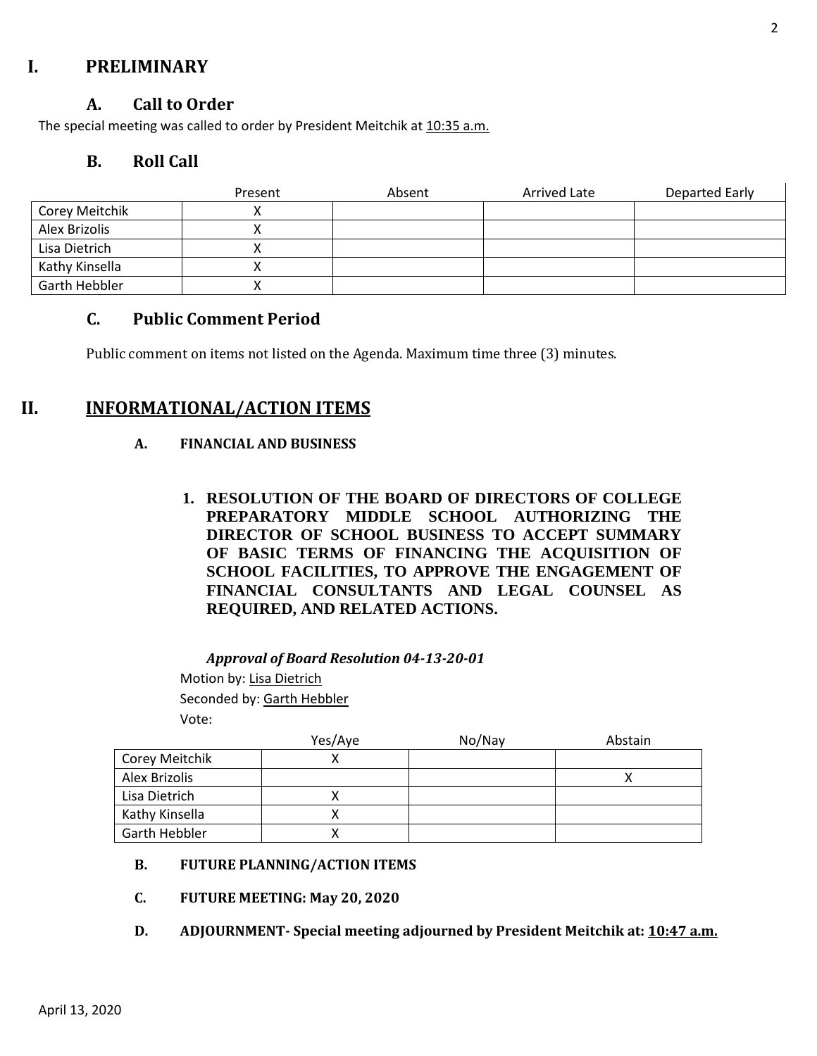# I. PRELIMINARY

## A. Call to Order

The special meeting was called to order by President Meitchik at 10:35 a.m.

## B. Roll Call

| | Present | Absent | Arrived Late | Departed Early |
|---|---|---|---|---|
| Corey Meitchik | X | | | |
| Alex Brizolis | X | | | |
| Lisa Dietrich | X | | | |
| Kathy Kinsella | X | | | |
| Garth Hebbler | X | | | |

## C. Public Comment Period

Public comment on items not listed on the Agenda. Maximum time three (3) minutes.

# II. INFORMATIONAL/ACTION ITEMS

### A. FINANCIAL AND BUSINESS

1. **RESOLUTION OF THE BOARD OF DIRECTORS OF COLLEGE PREPARATORY MIDDLE SCHOOL AUTHORIZING THE DIRECTOR OF SCHOOL BUSINESS TO ACCEPT SUMMARY OF BASIC TERMS OF FINANCING THE ACQUISITION OF SCHOOL FACILITIES, TO APPROVE THE ENGAGEMENT OF FINANCIAL CONSULTANTS AND LEGAL COUNSEL AS REQUIRED, AND RELATED ACTIONS.**

***Approval of Board Resolution 04-13-20-01***

Motion by: Lisa Dietrich

Seconded by: Garth Hebbler

Vote:

| | Yes/Aye | No/Nay | Abstain |
|---|---|---|---|
| Corey Meitchik | X | | |
| Alex Brizolis | | | X |
| Lisa Dietrich | X | | |
| Kathy Kinsella | X | | |
| Garth Hebbler | X | | |

### B. FUTURE PLANNING/ACTION ITEMS

### C. FUTURE MEETING: May 20, 2020

### D. ADJOURNMENT- Special meeting adjourned by President Meitchik at: 10:47 a.m.

April 13, 2020